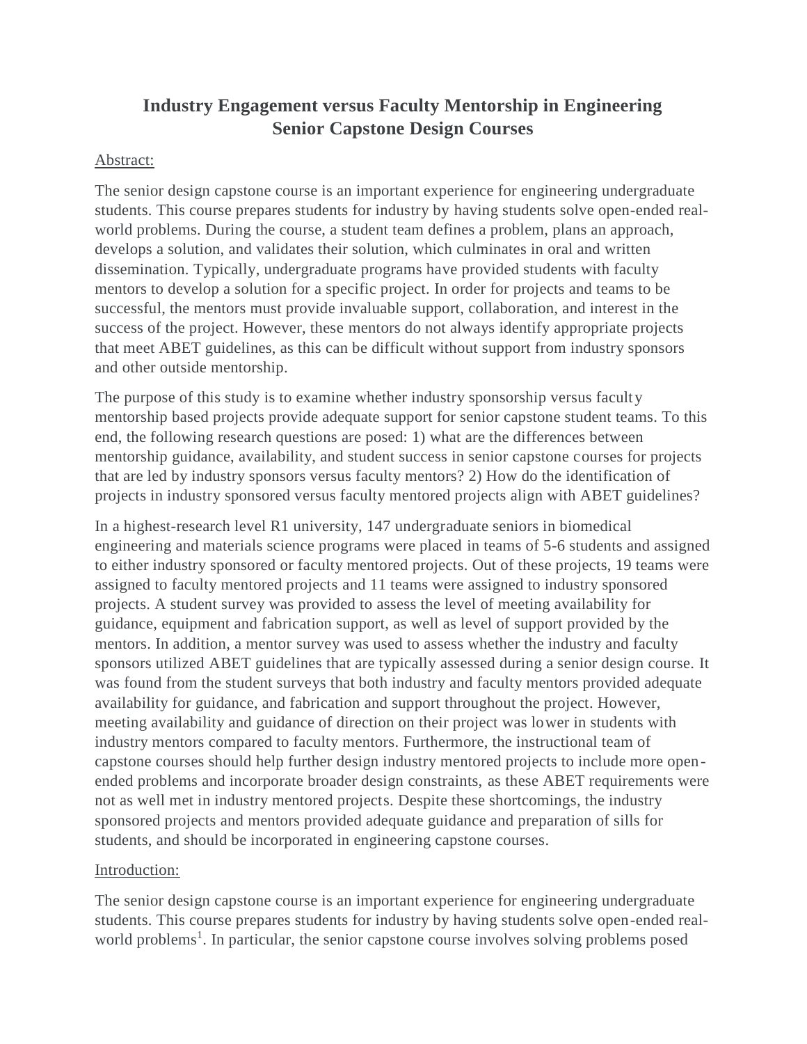# Industry Engagement versus Faculty Mentorship in Engineering Senior Capstone Design Courses

Abstract:

The senior design capstone course is an important experience for engineering undergraduate students. This course prepares students for industry by having students solve open-ended real-world problems. During the course, a student team defines a problem, plans an approach, develops a solution, and validates their solution, which culminates in oral and written dissemination. Typically, undergraduate programs have provided students with faculty mentors to develop a solution for a specific project. In order for projects and teams to be successful, the mentors must provide invaluable support, collaboration, and interest in the success of the project. However, these mentors do not always identify appropriate projects that meet ABET guidelines, as this can be difficult without support from industry sponsors and other outside mentorship.

The purpose of this study is to examine whether industry sponsorship versus faculty mentorship based projects provide adequate support for senior capstone student teams. To this end, the following research questions are posed: 1) what are the differences between mentorship guidance, availability, and student success in senior capstone courses for projects that are led by industry sponsors versus faculty mentors? 2) How do the identification of projects in industry sponsored versus faculty mentored projects align with ABET guidelines?

In a highest-research level R1 university, 147 undergraduate seniors in biomedical engineering and materials science programs were placed in teams of 5-6 students and assigned to either industry sponsored or faculty mentored projects. Out of these projects, 19 teams were assigned to faculty mentored projects and 11 teams were assigned to industry sponsored projects. A student survey was provided to assess the level of meeting availability for guidance, equipment and fabrication support, as well as level of support provided by the mentors. In addition, a mentor survey was used to assess whether the industry and faculty sponsors utilized ABET guidelines that are typically assessed during a senior design course. It was found from the student surveys that both industry and faculty mentors provided adequate availability for guidance, and fabrication and support throughout the project. However, meeting availability and guidance of direction on their project was lower in students with industry mentors compared to faculty mentors. Furthermore, the instructional team of capstone courses should help further design industry mentored projects to include more open-ended problems and incorporate broader design constraints, as these ABET requirements were not as well met in industry mentored projects. Despite these shortcomings, the industry sponsored projects and mentors provided adequate guidance and preparation of sills for students, and should be incorporated in engineering capstone courses.

Introduction:

The senior design capstone course is an important experience for engineering undergraduate students. This course prepares students for industry by having students solve open-ended real-world problems[1]. In particular, the senior capstone course involves solving problems posed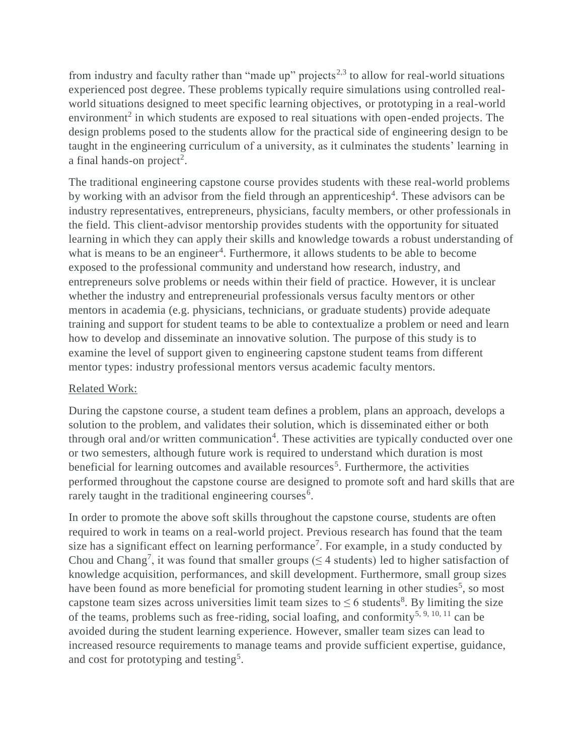from industry and faculty rather than "made up" projects[2,3] to allow for real-world situations experienced post degree. These problems typically require simulations using controlled real-world situations designed to meet specific learning objectives, or prototyping in a real-world environment[2] in which students are exposed to real situations with open-ended projects. The design problems posed to the students allow for the practical side of engineering design to be taught in the engineering curriculum of a university, as it culminates the students' learning in a final hands-on project[2].

The traditional engineering capstone course provides students with these real-world problems by working with an advisor from the field through an apprenticeship[4]. These advisors can be industry representatives, entrepreneurs, physicians, faculty members, or other professionals in the field. This client-advisor mentorship provides students with the opportunity for situated learning in which they can apply their skills and knowledge towards a robust understanding of what is means to be an engineer[4]. Furthermore, it allows students to be able to become exposed to the professional community and understand how research, industry, and entrepreneurs solve problems or needs within their field of practice. However, it is unclear whether the industry and entrepreneurial professionals versus faculty mentors or other mentors in academia (e.g. physicians, technicians, or graduate students) provide adequate training and support for student teams to be able to contextualize a problem or need and learn how to develop and disseminate an innovative solution. The purpose of this study is to examine the level of support given to engineering capstone student teams from different mentor types: industry professional mentors versus academic faculty mentors.

## Related Work:

During the capstone course, a student team defines a problem, plans an approach, develops a solution to the problem, and validates their solution, which is disseminated either or both through oral and/or written communication[4]. These activities are typically conducted over one or two semesters, although future work is required to understand which duration is most beneficial for learning outcomes and available resources[5]. Furthermore, the activities performed throughout the capstone course are designed to promote soft and hard skills that are rarely taught in the traditional engineering courses[6].

In order to promote the above soft skills throughout the capstone course, students are often required to work in teams on a real-world project. Previous research has found that the team size has a significant effect on learning performance[7]. For example, in a study conducted by Chou and Chang[7], it was found that smaller groups ($\leq 4$ students) led to higher satisfaction of knowledge acquisition, performances, and skill development. Furthermore, small group sizes have been found as more beneficial for promoting student learning in other studies[5], so most capstone team sizes across universities limit team sizes to $\leq 6$ students[8]. By limiting the size of the teams, problems such as free-riding, social loafing, and conformity[5, 9, 10, 11] can be avoided during the student learning experience. However, smaller team sizes can lead to increased resource requirements to manage teams and provide sufficient expertise, guidance, and cost for prototyping and testing[5].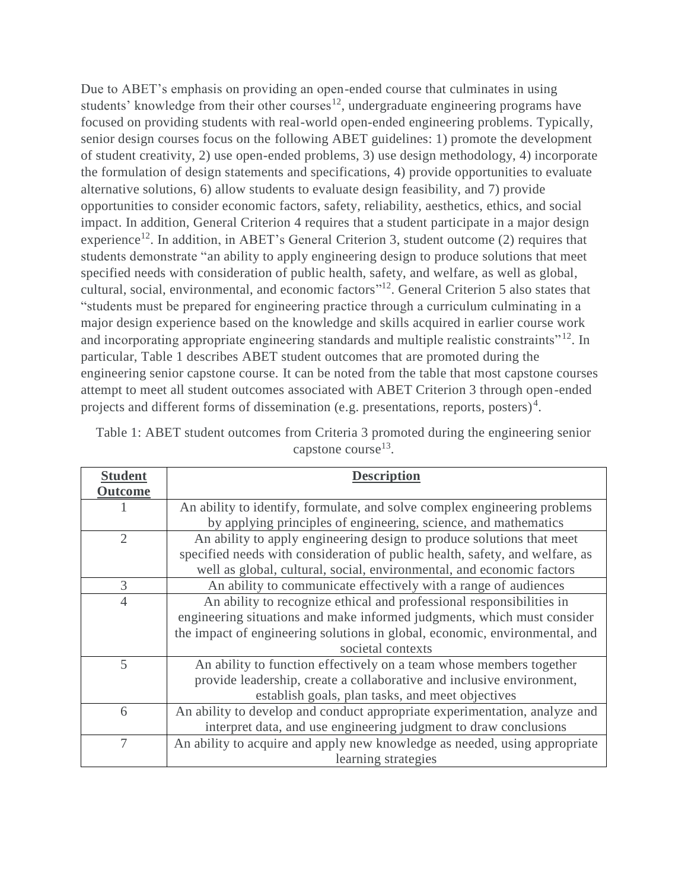Due to ABET's emphasis on providing an open-ended course that culminates in using students' knowledge from their other courses[12], undergraduate engineering programs have focused on providing students with real-world open-ended engineering problems. Typically, senior design courses focus on the following ABET guidelines: 1) promote the development of student creativity, 2) use open-ended problems, 3) use design methodology, 4) incorporate the formulation of design statements and specifications, 4) provide opportunities to evaluate alternative solutions, 6) allow students to evaluate design feasibility, and 7) provide opportunities to consider economic factors, safety, reliability, aesthetics, ethics, and social impact. In addition, General Criterion 4 requires that a student participate in a major design experience[12]. In addition, in ABET's General Criterion 3, student outcome (2) requires that students demonstrate "an ability to apply engineering design to produce solutions that meet specified needs with consideration of public health, safety, and welfare, as well as global, cultural, social, environmental, and economic factors"[12]. General Criterion 5 also states that "students must be prepared for engineering practice through a curriculum culminating in a major design experience based on the knowledge and skills acquired in earlier course work and incorporating appropriate engineering standards and multiple realistic constraints"[12]. In particular, Table 1 describes ABET student outcomes that are promoted during the engineering senior capstone course. It can be noted from the table that most capstone courses attempt to meet all student outcomes associated with ABET Criterion 3 through open-ended projects and different forms of dissemination (e.g. presentations, reports, posters)[4].

Table 1: ABET student outcomes from Criteria 3 promoted during the engineering senior capstone course[13].

| **Student Outcome** | **Description** |
|---|---|
| 1 | An ability to identify, formulate, and solve complex engineering problems by applying principles of engineering, science, and mathematics |
| 2 | An ability to apply engineering design to produce solutions that meet specified needs with consideration of public health, safety, and welfare, as well as global, cultural, social, environmental, and economic factors |
| 3 | An ability to communicate effectively with a range of audiences |
| 4 | An ability to recognize ethical and professional responsibilities in engineering situations and make informed judgments, which must consider the impact of engineering solutions in global, economic, environmental, and societal contexts |
| 5 | An ability to function effectively on a team whose members together provide leadership, create a collaborative and inclusive environment, establish goals, plan tasks, and meet objectives |
| 6 | An ability to develop and conduct appropriate experimentation, analyze and interpret data, and use engineering judgment to draw conclusions |
| 7 | An ability to acquire and apply new knowledge as needed, using appropriate learning strategies |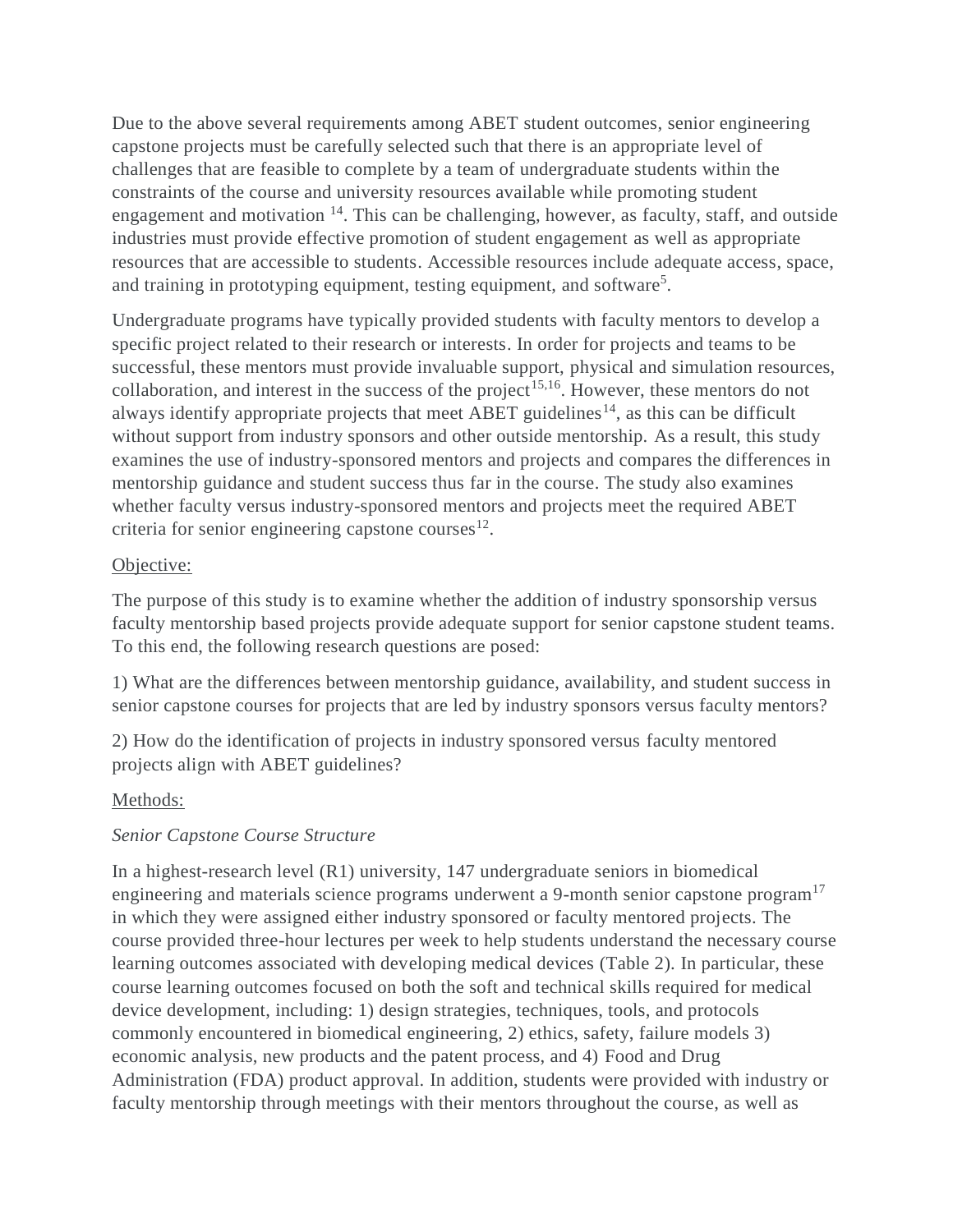Due to the above several requirements among ABET student outcomes, senior engineering capstone projects must be carefully selected such that there is an appropriate level of challenges that are feasible to complete by a team of undergraduate students within the constraints of the course and university resources available while promoting student engagement and motivation [14]. This can be challenging, however, as faculty, staff, and outside industries must provide effective promotion of student engagement as well as appropriate resources that are accessible to students. Accessible resources include adequate access, space, and training in prototyping equipment, testing equipment, and software[5].

Undergraduate programs have typically provided students with faculty mentors to develop a specific project related to their research or interests. In order for projects and teams to be successful, these mentors must provide invaluable support, physical and simulation resources, collaboration, and interest in the success of the project[15,16]. However, these mentors do not always identify appropriate projects that meet ABET guidelines[14], as this can be difficult without support from industry sponsors and other outside mentorship. As a result, this study examines the use of industry-sponsored mentors and projects and compares the differences in mentorship guidance and student success thus far in the course. The study also examines whether faculty versus industry-sponsored mentors and projects meet the required ABET criteria for senior engineering capstone courses[12].

## Objective:

The purpose of this study is to examine whether the addition of industry sponsorship versus faculty mentorship based projects provide adequate support for senior capstone student teams. To this end, the following research questions are posed:

1) What are the differences between mentorship guidance, availability, and student success in senior capstone courses for projects that are led by industry sponsors versus faculty mentors?

2) How do the identification of projects in industry sponsored versus faculty mentored projects align with ABET guidelines?

## Methods:

### *Senior Capstone Course Structure*

In a highest-research level (R1) university, 147 undergraduate seniors in biomedical engineering and materials science programs underwent a 9-month senior capstone program[17] in which they were assigned either industry sponsored or faculty mentored projects. The course provided three-hour lectures per week to help students understand the necessary course learning outcomes associated with developing medical devices (Table 2). In particular, these course learning outcomes focused on both the soft and technical skills required for medical device development, including: 1) design strategies, techniques, tools, and protocols commonly encountered in biomedical engineering, 2) ethics, safety, failure models 3) economic analysis, new products and the patent process, and 4) Food and Drug Administration (FDA) product approval. In addition, students were provided with industry or faculty mentorship through meetings with their mentors throughout the course, as well as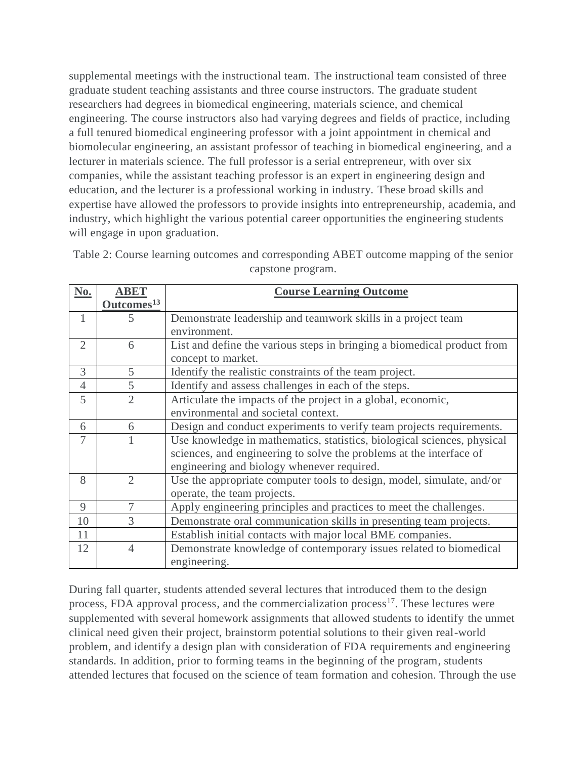supplemental meetings with the instructional team. The instructional team consisted of three graduate student teaching assistants and three course instructors. The graduate student researchers had degrees in biomedical engineering, materials science, and chemical engineering. The course instructors also had varying degrees and fields of practice, including a full tenured biomedical engineering professor with a joint appointment in chemical and biomolecular engineering, an assistant professor of teaching in biomedical engineering, and a lecturer in materials science. The full professor is a serial entrepreneur, with over six companies, while the assistant teaching professor is an expert in engineering design and education, and the lecturer is a professional working in industry. These broad skills and expertise have allowed the professors to provide insights into entrepreneurship, academia, and industry, which highlight the various potential career opportunities the engineering students will engage in upon graduation.

Table 2: Course learning outcomes and corresponding ABET outcome mapping of the senior capstone program.

| No. | ABET Outcomes[13] | Course Learning Outcome |
|---|---|---|
| 1 | 5 | Demonstrate leadership and teamwork skills in a project team environment. |
| 2 | 6 | List and define the various steps in bringing a biomedical product from concept to market. |
| 3 | 5 | Identify the realistic constraints of the team project. |
| 4 | 5 | Identify and assess challenges in each of the steps. |
| 5 | 2 | Articulate the impacts of the project in a global, economic, environmental and societal context. |
| 6 | 6 | Design and conduct experiments to verify team projects requirements. |
| 7 | 1 | Use knowledge in mathematics, statistics, biological sciences, physical sciences, and engineering to solve the problems at the interface of engineering and biology whenever required. |
| 8 | 2 | Use the appropriate computer tools to design, model, simulate, and/or operate, the team projects. |
| 9 | 7 | Apply engineering principles and practices to meet the challenges. |
| 10 | 3 | Demonstrate oral communication skills in presenting team projects. |
| 11 | | Establish initial contacts with major local BME companies. |
| 12 | 4 | Demonstrate knowledge of contemporary issues related to biomedical engineering. |

During fall quarter, students attended several lectures that introduced them to the design process, FDA approval process, and the commercialization process[17]. These lectures were supplemented with several homework assignments that allowed students to identify the unmet clinical need given their project, brainstorm potential solutions to their given real-world problem, and identify a design plan with consideration of FDA requirements and engineering standards. In addition, prior to forming teams in the beginning of the program, students attended lectures that focused on the science of team formation and cohesion. Through the use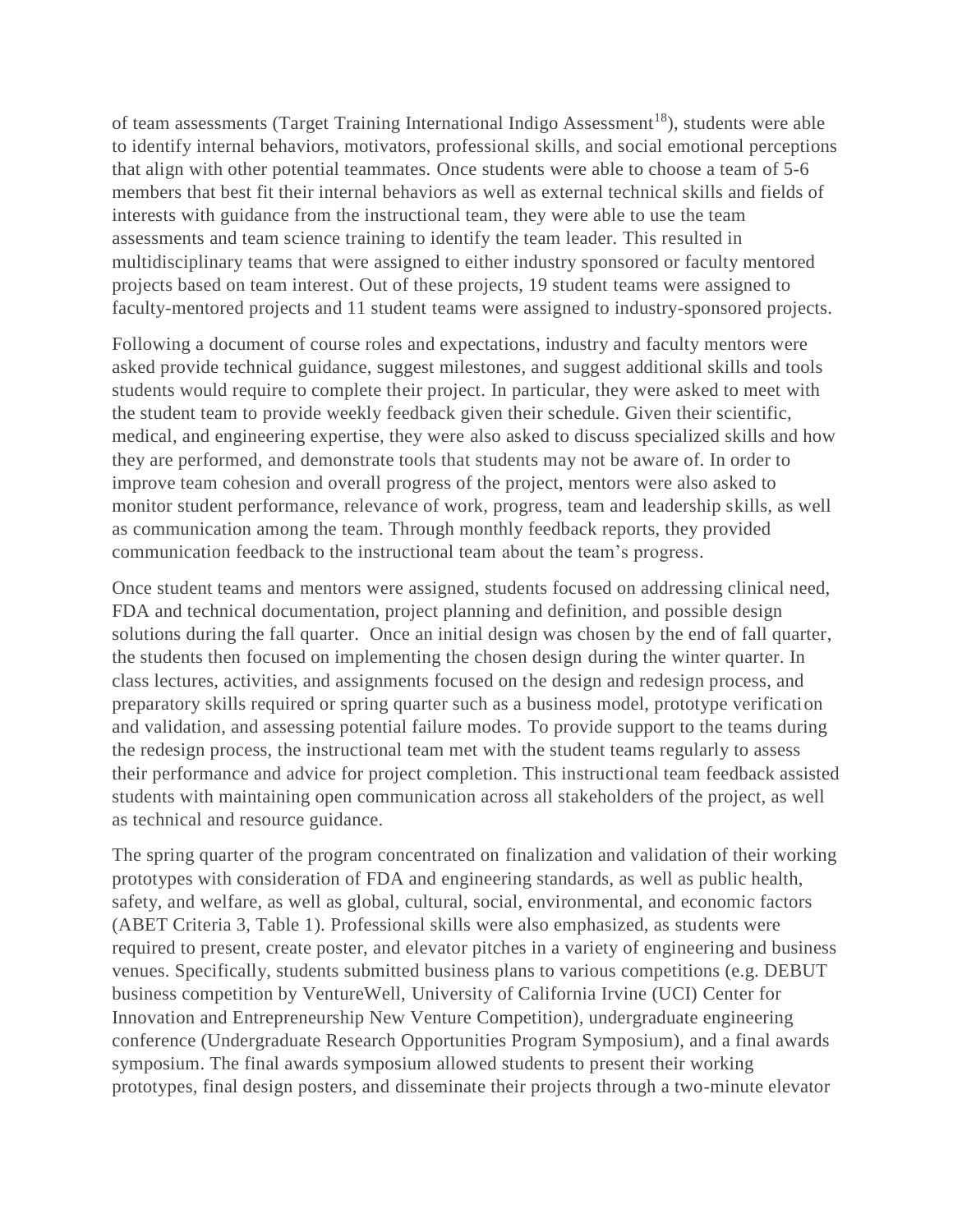of team assessments (Target Training International Indigo Assessment[18]), students were able to identify internal behaviors, motivators, professional skills, and social emotional perceptions that align with other potential teammates. Once students were able to choose a team of 5-6 members that best fit their internal behaviors as well as external technical skills and fields of interests with guidance from the instructional team, they were able to use the team assessments and team science training to identify the team leader. This resulted in multidisciplinary teams that were assigned to either industry sponsored or faculty mentored projects based on team interest. Out of these projects, 19 student teams were assigned to faculty-mentored projects and 11 student teams were assigned to industry-sponsored projects.

Following a document of course roles and expectations, industry and faculty mentors were asked provide technical guidance, suggest milestones, and suggest additional skills and tools students would require to complete their project. In particular, they were asked to meet with the student team to provide weekly feedback given their schedule. Given their scientific, medical, and engineering expertise, they were also asked to discuss specialized skills and how they are performed, and demonstrate tools that students may not be aware of. In order to improve team cohesion and overall progress of the project, mentors were also asked to monitor student performance, relevance of work, progress, team and leadership skills, as well as communication among the team. Through monthly feedback reports, they provided communication feedback to the instructional team about the team's progress.

Once student teams and mentors were assigned, students focused on addressing clinical need, FDA and technical documentation, project planning and definition, and possible design solutions during the fall quarter. Once an initial design was chosen by the end of fall quarter, the students then focused on implementing the chosen design during the winter quarter. In class lectures, activities, and assignments focused on the design and redesign process, and preparatory skills required or spring quarter such as a business model, prototype verification and validation, and assessing potential failure modes. To provide support to the teams during the redesign process, the instructional team met with the student teams regularly to assess their performance and advice for project completion. This instructional team feedback assisted students with maintaining open communication across all stakeholders of the project, as well as technical and resource guidance.

The spring quarter of the program concentrated on finalization and validation of their working prototypes with consideration of FDA and engineering standards, as well as public health, safety, and welfare, as well as global, cultural, social, environmental, and economic factors (ABET Criteria 3, Table 1). Professional skills were also emphasized, as students were required to present, create poster, and elevator pitches in a variety of engineering and business venues. Specifically, students submitted business plans to various competitions (e.g. DEBUT business competition by VentureWell, University of California Irvine (UCI) Center for Innovation and Entrepreneurship New Venture Competition), undergraduate engineering conference (Undergraduate Research Opportunities Program Symposium), and a final awards symposium. The final awards symposium allowed students to present their working prototypes, final design posters, and disseminate their projects through a two-minute elevator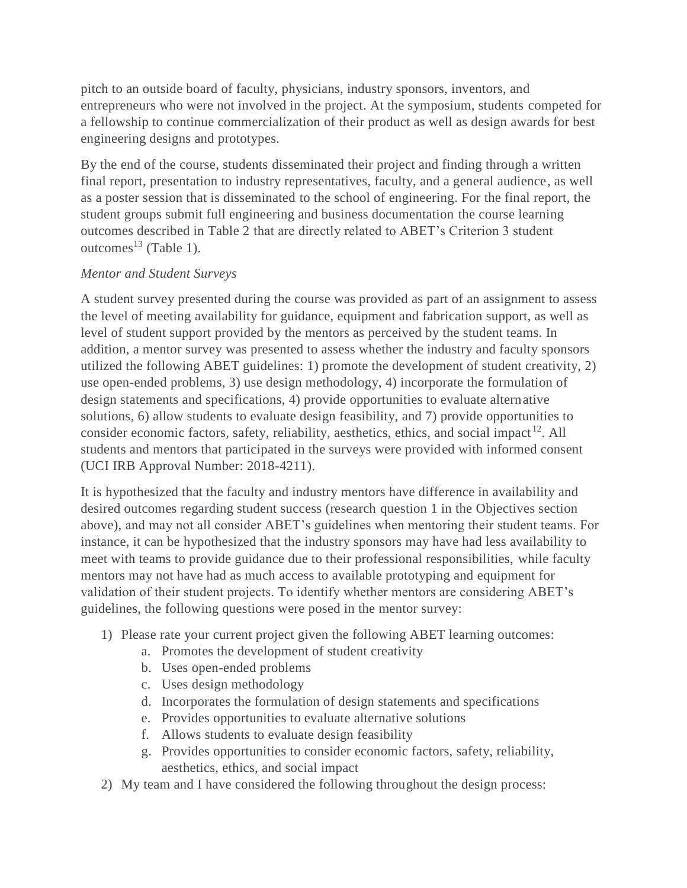pitch to an outside board of faculty, physicians, industry sponsors, inventors, and entrepreneurs who were not involved in the project. At the symposium, students competed for a fellowship to continue commercialization of their product as well as design awards for best engineering designs and prototypes.

By the end of the course, students disseminated their project and finding through a written final report, presentation to industry representatives, faculty, and a general audience, as well as a poster session that is disseminated to the school of engineering. For the final report, the student groups submit full engineering and business documentation the course learning outcomes described in Table 2 that are directly related to ABET's Criterion 3 student outcomes[13] (Table 1).

*Mentor and Student Surveys*

A student survey presented during the course was provided as part of an assignment to assess the level of meeting availability for guidance, equipment and fabrication support, as well as level of student support provided by the mentors as perceived by the student teams. In addition, a mentor survey was presented to assess whether the industry and faculty sponsors utilized the following ABET guidelines: 1) promote the development of student creativity, 2) use open-ended problems, 3) use design methodology, 4) incorporate the formulation of design statements and specifications, 4) provide opportunities to evaluate alternative solutions, 6) allow students to evaluate design feasibility, and 7) provide opportunities to consider economic factors, safety, reliability, aesthetics, ethics, and social impact[12]. All students and mentors that participated in the surveys were provided with informed consent (UCI IRB Approval Number: 2018-4211).

It is hypothesized that the faculty and industry mentors have difference in availability and desired outcomes regarding student success (research question 1 in the Objectives section above), and may not all consider ABET's guidelines when mentoring their student teams. For instance, it can be hypothesized that the industry sponsors may have had less availability to meet with teams to provide guidance due to their professional responsibilities, while faculty mentors may not have had as much access to available prototyping and equipment for validation of their student projects. To identify whether mentors are considering ABET's guidelines, the following questions were posed in the mentor survey:

1) Please rate your current project given the following ABET learning outcomes:
    a. Promotes the development of student creativity
    b. Uses open-ended problems
    c. Uses design methodology
    d. Incorporates the formulation of design statements and specifications
    e. Provides opportunities to evaluate alternative solutions
    f. Allows students to evaluate design feasibility
    g. Provides opportunities to consider economic factors, safety, reliability, aesthetics, ethics, and social impact
2) My team and I have considered the following throughout the design process: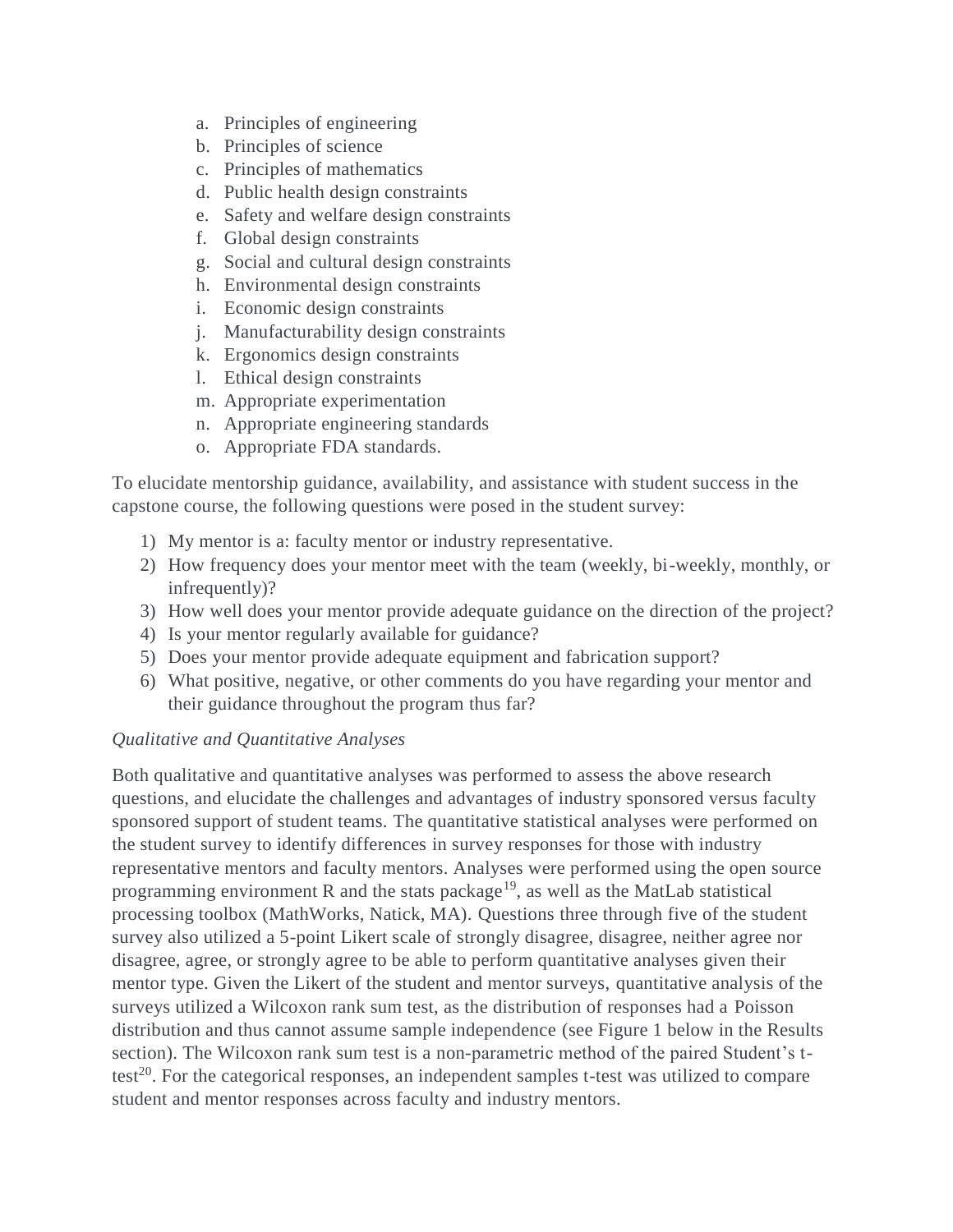a. Principles of engineering
b. Principles of science
c. Principles of mathematics
d. Public health design constraints
e. Safety and welfare design constraints
f. Global design constraints
g. Social and cultural design constraints
h. Environmental design constraints
i. Economic design constraints
j. Manufacturability design constraints
k. Ergonomics design constraints
l. Ethical design constraints
m. Appropriate experimentation
n. Appropriate engineering standards
o. Appropriate FDA standards.

To elucidate mentorship guidance, availability, and assistance with student success in the capstone course, the following questions were posed in the student survey:

1) My mentor is a: faculty mentor or industry representative.
2) How frequency does your mentor meet with the team (weekly, bi-weekly, monthly, or infrequently)?
3) How well does your mentor provide adequate guidance on the direction of the project?
4) Is your mentor regularly available for guidance?
5) Does your mentor provide adequate equipment and fabrication support?
6) What positive, negative, or other comments do you have regarding your mentor and their guidance throughout the program thus far?

*Qualitative and Quantitative Analyses*

Both qualitative and quantitative analyses was performed to assess the above research questions, and elucidate the challenges and advantages of industry sponsored versus faculty sponsored support of student teams. The quantitative statistical analyses were performed on the student survey to identify differences in survey responses for those with industry representative mentors and faculty mentors. Analyses were performed using the open source programming environment R and the stats package[19], as well as the MatLab statistical processing toolbox (MathWorks, Natick, MA). Questions three through five of the student survey also utilized a 5-point Likert scale of strongly disagree, disagree, neither agree nor disagree, agree, or strongly agree to be able to perform quantitative analyses given their mentor type. Given the Likert of the student and mentor surveys, quantitative analysis of the surveys utilized a Wilcoxon rank sum test, as the distribution of responses had a Poisson distribution and thus cannot assume sample independence (see Figure 1 below in the Results section). The Wilcoxon rank sum test is a non-parametric method of the paired Student's t-test[20]. For the categorical responses, an independent samples t-test was utilized to compare student and mentor responses across faculty and industry mentors.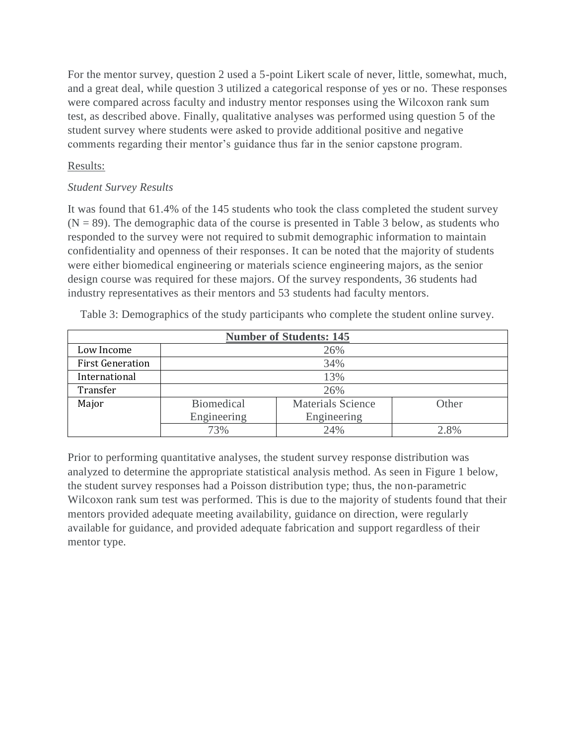For the mentor survey, question 2 used a 5-point Likert scale of never, little, somewhat, much, and a great deal, while question 3 utilized a categorical response of yes or no. These responses were compared across faculty and industry mentor responses using the Wilcoxon rank sum test, as described above. Finally, qualitative analyses was performed using question 5 of the student survey where students were asked to provide additional positive and negative comments regarding their mentor's guidance thus far in the senior capstone program.

Results:

*Student Survey Results*

It was found that 61.4% of the 145 students who took the class completed the student survey (N = 89). The demographic data of the course is presented in Table 3 below, as students who responded to the survey were not required to submit demographic information to maintain confidentiality and openness of their responses. It can be noted that the majority of students were either biomedical engineering or materials science engineering majors, as the senior design course was required for these majors. Of the survey respondents, 36 students had industry representatives as their mentors and 53 students had faculty mentors.

Table 3: Demographics of the study participants who complete the student online survey.

| **Number of Students: 145** | | | |
|---|---|---|---|
| Low Income | 26% | | |
| First Generation | 34% | | |
| International | 13% | | |
| Transfer | 26% | | |
| Major | Biomedical Engineering | Materials Science Engineering | Other |
| | 73% | 24% | 2.8% |

Prior to performing quantitative analyses, the student survey response distribution was analyzed to determine the appropriate statistical analysis method. As seen in Figure 1 below, the student survey responses had a Poisson distribution type; thus, the non-parametric Wilcoxon rank sum test was performed. This is due to the majority of students found that their mentors provided adequate meeting availability, guidance on direction, were regularly available for guidance, and provided adequate fabrication and support regardless of their mentor type.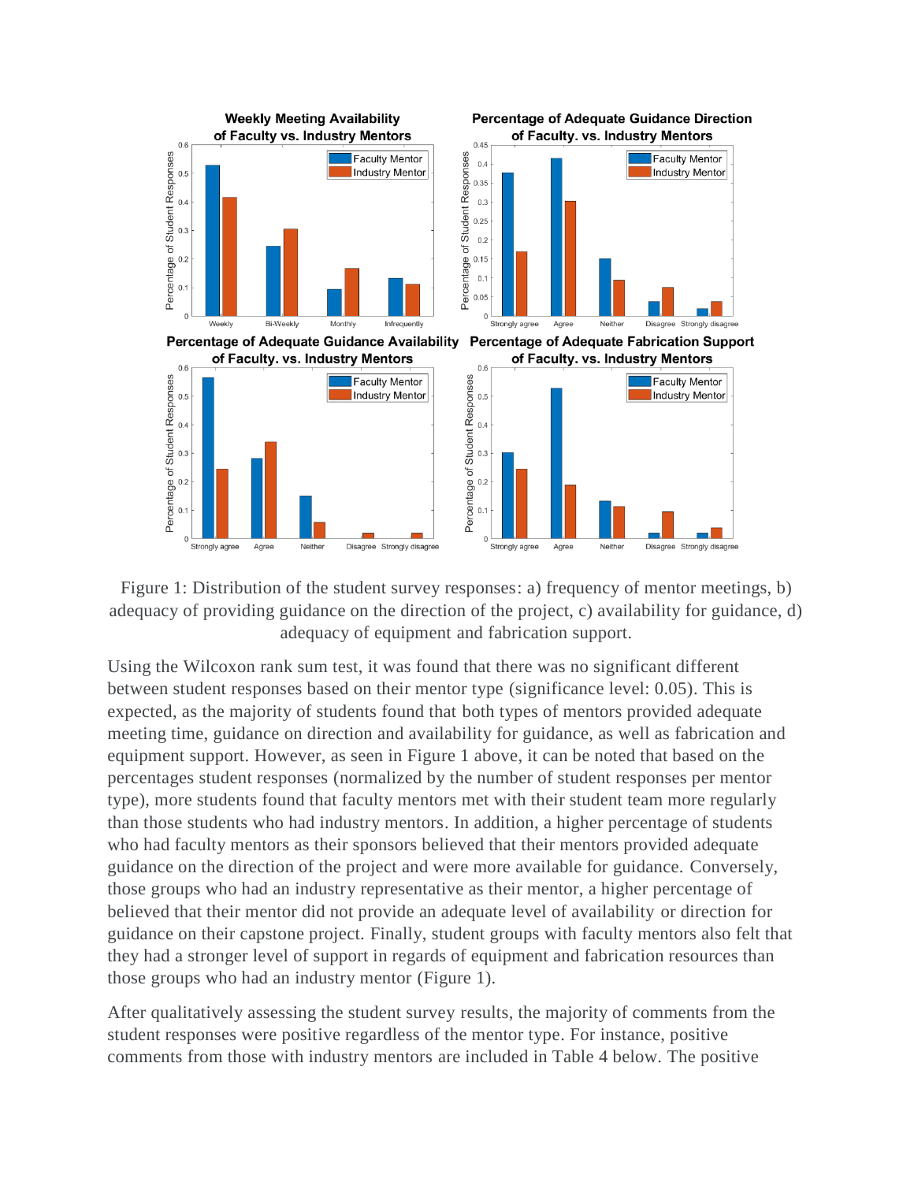Figure 1: Distribution of the student survey responses: a) frequency of mentor meetings, b) adequacy of providing guidance on the direction of the project, c) availability for guidance, d) adequacy of equipment and fabrication support.

Using the Wilcoxon rank sum test, it was found that there was no significant different between student responses based on their mentor type (significance level: 0.05). This is expected, as the majority of students found that both types of mentors provided adequate meeting time, guidance on direction and availability for guidance, as well as fabrication and equipment support. However, as seen in Figure 1 above, it can be noted that based on the percentages student responses (normalized by the number of student responses per mentor type), more students found that faculty mentors met with their student team more regularly than those students who had industry mentors. In addition, a higher percentage of students who had faculty mentors as their sponsors believed that their mentors provided adequate guidance on the direction of the project and were more available for guidance. Conversely, those groups who had an industry representative as their mentor, a higher percentage of believed that their mentor did not provide an adequate level of availability or direction for guidance on their capstone project. Finally, student groups with faculty mentors also felt that they had a stronger level of support in regards of equipment and fabrication resources than those groups who had an industry mentor (Figure 1).

After qualitatively assessing the student survey results, the majority of comments from the student responses were positive regardless of the mentor type. For instance, positive comments from those with industry mentors are included in Table 4 below. The positive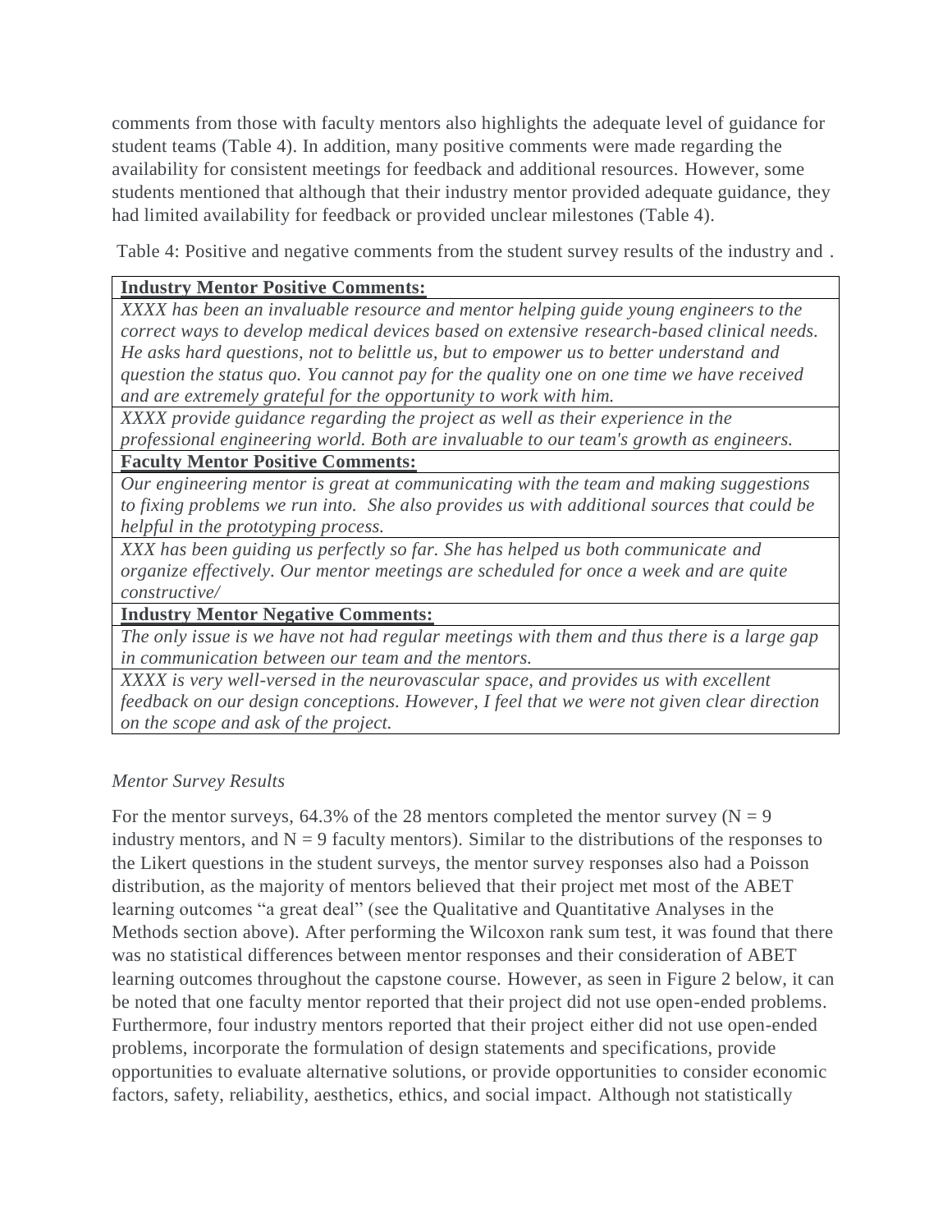comments from those with faculty mentors also highlights the adequate level of guidance for student teams (Table 4). In addition, many positive comments were made regarding the availability for consistent meetings for feedback and additional resources. However, some students mentioned that although that their industry mentor provided adequate guidance, they had limited availability for feedback or provided unclear milestones (Table 4).

Table 4: Positive and negative comments from the student survey results of the industry and .

| **Industry Mentor Positive Comments:** |
|---|
| *XXXX has been an invaluable resource and mentor helping guide young engineers to the correct ways to develop medical devices based on extensive research-based clinical needs. He asks hard questions, not to belittle us, but to empower us to better understand and question the status quo. You cannot pay for the quality one on one time we have received and are extremely grateful for the opportunity to work with him.* |
| *XXXX provide guidance regarding the project as well as their experience in the professional engineering world. Both are invaluable to our team's growth as engineers.* |
| **Faculty Mentor Positive Comments:** |
| *Our engineering mentor is great at communicating with the team and making suggestions to fixing problems we run into. She also provides us with additional sources that could be helpful in the prototyping process.* |
| *XXX has been guiding us perfectly so far. She has helped us both communicate and organize effectively. Our mentor meetings are scheduled for once a week and are quite constructive/* |
| **Industry Mentor Negative Comments:** |
| *The only issue is we have not had regular meetings with them and thus there is a large gap in communication between our team and the mentors.* |
| *XXXX is very well-versed in the neurovascular space, and provides us with excellent feedback on our design conceptions. However, I feel that we were not given clear direction on the scope and ask of the project.* |

*Mentor Survey Results*

For the mentor surveys, 64.3% of the 28 mentors completed the mentor survey ($N = 9$ industry mentors, and $N = 9$ faculty mentors). Similar to the distributions of the responses to the Likert questions in the student surveys, the mentor survey responses also had a Poisson distribution, as the majority of mentors believed that their project met most of the ABET learning outcomes "a great deal" (see the Qualitative and Quantitative Analyses in the Methods section above). After performing the Wilcoxon rank sum test, it was found that there was no statistical differences between mentor responses and their consideration of ABET learning outcomes throughout the capstone course. However, as seen in Figure 2 below, it can be noted that one faculty mentor reported that their project did not use open-ended problems. Furthermore, four industry mentors reported that their project either did not use open-ended problems, incorporate the formulation of design statements and specifications, provide opportunities to evaluate alternative solutions, or provide opportunities to consider economic factors, safety, reliability, aesthetics, ethics, and social impact. Although not statistically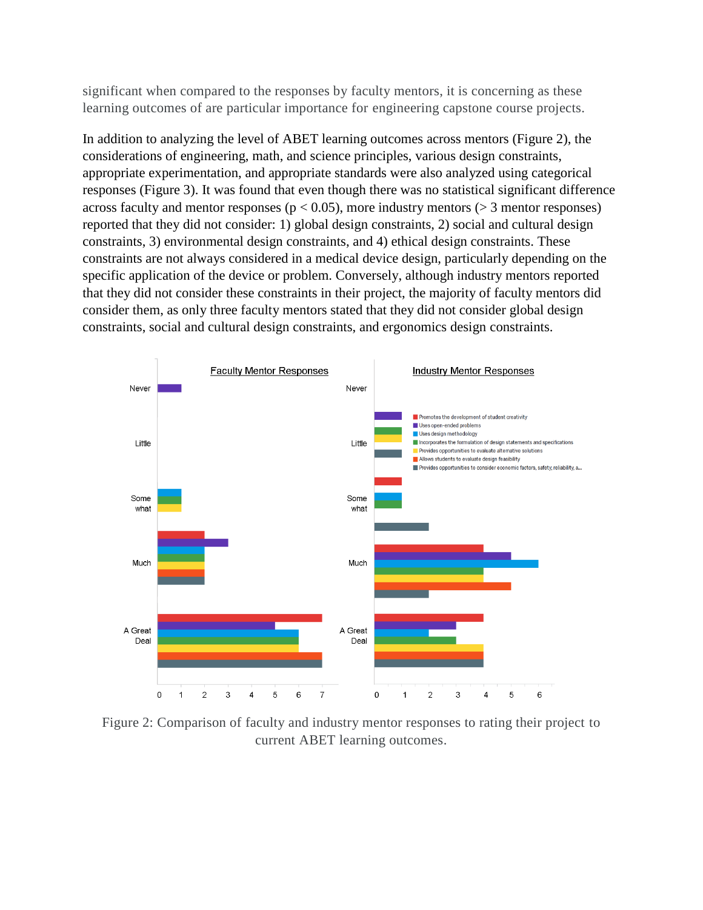significant when compared to the responses by faculty mentors, it is concerning as these learning outcomes of are particular importance for engineering capstone course projects.

In addition to analyzing the level of ABET learning outcomes across mentors (Figure 2), the considerations of engineering, math, and science principles, various design constraints, appropriate experimentation, and appropriate standards were also analyzed using categorical responses (Figure 3). It was found that even though there was no statistical significant difference across faculty and mentor responses ($p < 0.05$), more industry mentors (> 3 mentor responses) reported that they did not consider: 1) global design constraints, 2) social and cultural design constraints, 3) environmental design constraints, and 4) ethical design constraints. These constraints are not always considered in a medical device design, particularly depending on the specific application of the device or problem. Conversely, although industry mentors reported that they did not consider these constraints in their project, the majority of faculty mentors did consider them, as only three faculty mentors stated that they did not consider global design constraints, social and cultural design constraints, and ergonomics design constraints.

Figure 2: Comparison of faculty and industry mentor responses to rating their project to current ABET learning outcomes.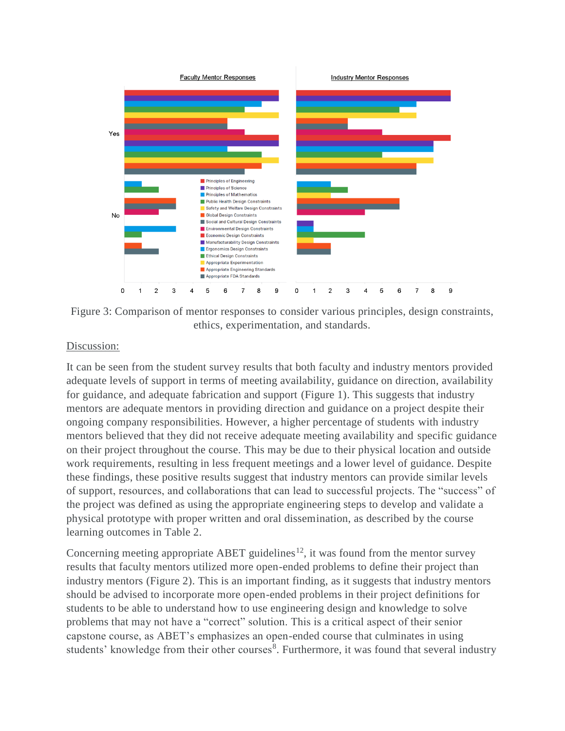Figure 3: Comparison of mentor responses to consider various principles, design constraints, ethics, experimentation, and standards.

Discussion:

It can be seen from the student survey results that both faculty and industry mentors provided adequate levels of support in terms of meeting availability, guidance on direction, availability for guidance, and adequate fabrication and support (Figure 1). This suggests that industry mentors are adequate mentors in providing direction and guidance on a project despite their ongoing company responsibilities. However, a higher percentage of students with industry mentors believed that they did not receive adequate meeting availability and specific guidance on their project throughout the course. This may be due to their physical location and outside work requirements, resulting in less frequent meetings and a lower level of guidance. Despite these findings, these positive results suggest that industry mentors can provide similar levels of support, resources, and collaborations that can lead to successful projects. The "success" of the project was defined as using the appropriate engineering steps to develop and validate a physical prototype with proper written and oral dissemination, as described by the course learning outcomes in Table 2.

Concerning meeting appropriate ABET guidelines[12], it was found from the mentor survey results that faculty mentors utilized more open-ended problems to define their project than industry mentors (Figure 2). This is an important finding, as it suggests that industry mentors should be advised to incorporate more open-ended problems in their project definitions for students to be able to understand how to use engineering design and knowledge to solve problems that may not have a "correct" solution. This is a critical aspect of their senior capstone course, as ABET's emphasizes an open-ended course that culminates in using students' knowledge from their other courses[8]. Furthermore, it was found that several industry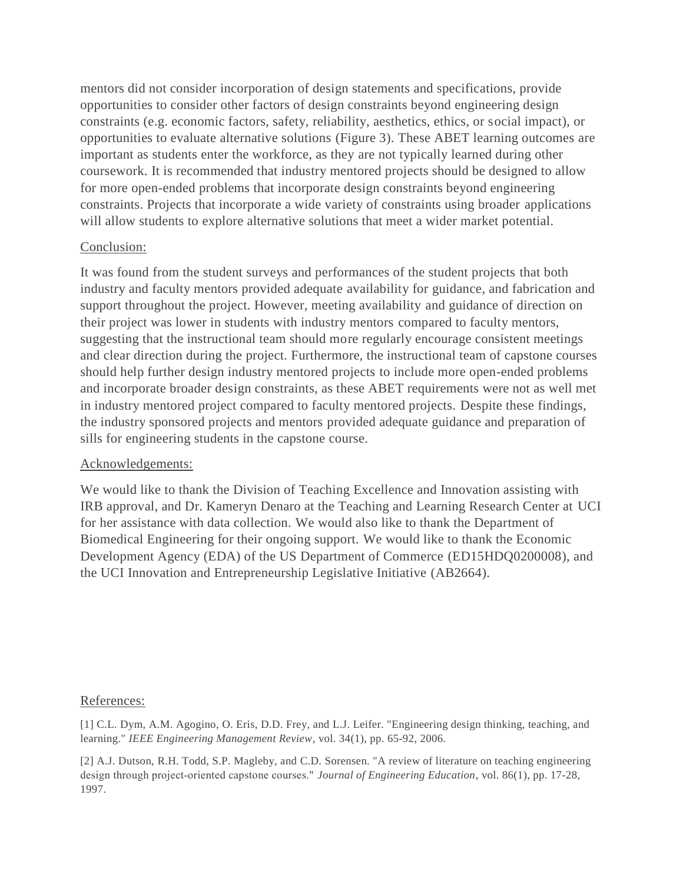mentors did not consider incorporation of design statements and specifications, provide opportunities to consider other factors of design constraints beyond engineering design constraints (e.g. economic factors, safety, reliability, aesthetics, ethics, or social impact), or opportunities to evaluate alternative solutions (Figure 3). These ABET learning outcomes are important as students enter the workforce, as they are not typically learned during other coursework. It is recommended that industry mentored projects should be designed to allow for more open-ended problems that incorporate design constraints beyond engineering constraints. Projects that incorporate a wide variety of constraints using broader applications will allow students to explore alternative solutions that meet a wider market potential.

## Conclusion:

It was found from the student surveys and performances of the student projects that both industry and faculty mentors provided adequate availability for guidance, and fabrication and support throughout the project. However, meeting availability and guidance of direction on their project was lower in students with industry mentors compared to faculty mentors, suggesting that the instructional team should more regularly encourage consistent meetings and clear direction during the project. Furthermore, the instructional team of capstone courses should help further design industry mentored projects to include more open-ended problems and incorporate broader design constraints, as these ABET requirements were not as well met in industry mentored project compared to faculty mentored projects. Despite these findings, the industry sponsored projects and mentors provided adequate guidance and preparation of sills for engineering students in the capstone course.

## Acknowledgements:

We would like to thank the Division of Teaching Excellence and Innovation assisting with IRB approval, and Dr. Kameryn Denaro at the Teaching and Learning Research Center at UCI for her assistance with data collection. We would also like to thank the Department of Biomedical Engineering for their ongoing support. We would like to thank the Economic Development Agency (EDA) of the US Department of Commerce (ED15HDQ0200008), and the UCI Innovation and Entrepreneurship Legislative Initiative (AB2664).

## References:

[1] C.L. Dym, A.M. Agogino, O. Eris, D.D. Frey, and L.J. Leifer. "Engineering design thinking, teaching, and learning." *IEEE Engineering Management Review*, vol. 34(1), pp. 65-92, 2006.

[2] A.J. Dutson, R.H. Todd, S.P. Magleby, and C.D. Sorensen. "A review of literature on teaching engineering design through project-oriented capstone courses." *Journal of Engineering Education*, vol. 86(1), pp. 17-28, 1997.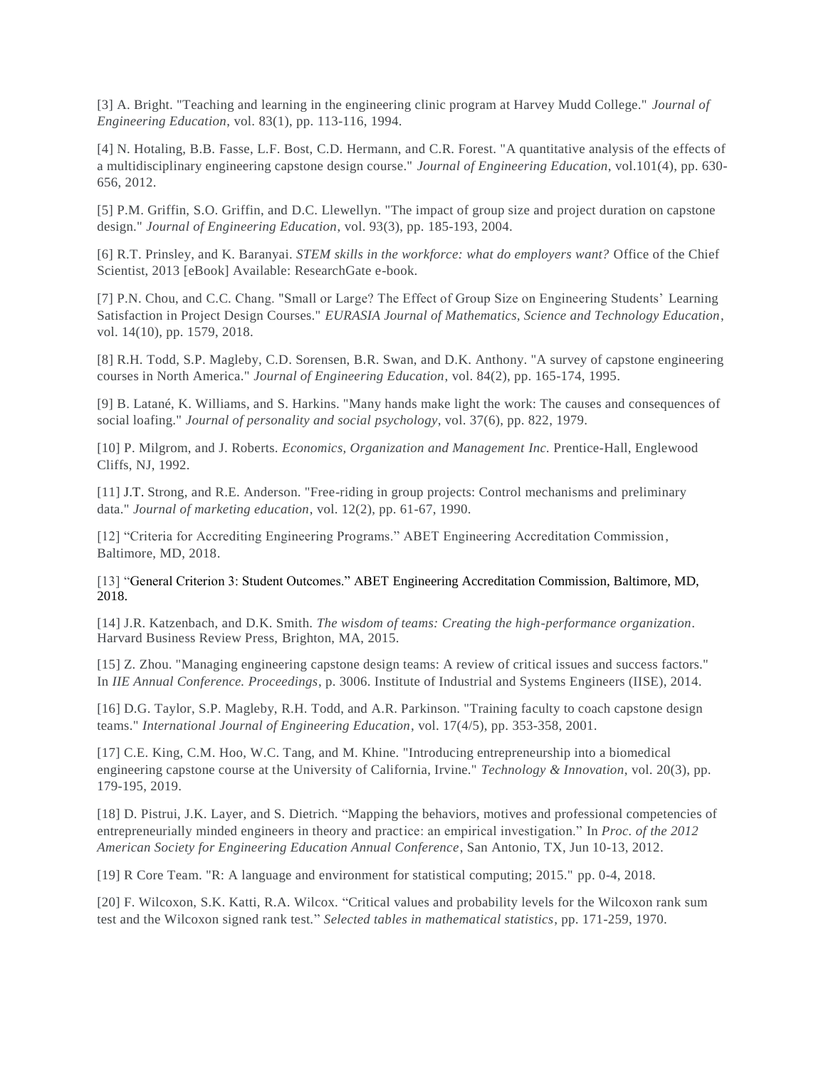[3] A. Bright. "Teaching and learning in the engineering clinic program at Harvey Mudd College." *Journal of Engineering Education*, vol. 83(1), pp. 113-116, 1994.

[4] N. Hotaling, B.B. Fasse, L.F. Bost, C.D. Hermann, and C.R. Forest. "A quantitative analysis of the effects of a multidisciplinary engineering capstone design course." *Journal of Engineering Education*, vol.101(4), pp. 630-656, 2012.

[5] P.M. Griffin, S.O. Griffin, and D.C. Llewellyn. "The impact of group size and project duration on capstone design." *Journal of Engineering Education*, vol. 93(3), pp. 185-193, 2004.

[6] R.T. Prinsley, and K. Baranyai. *STEM skills in the workforce: what do employers want?* Office of the Chief Scientist, 2013 [eBook] Available: ResearchGate e-book.

[7] P.N. Chou, and C.C. Chang. "Small or Large? The Effect of Group Size on Engineering Students' Learning Satisfaction in Project Design Courses." *EURASIA Journal of Mathematics, Science and Technology Education*, vol. 14(10), pp. 1579, 2018.

[8] R.H. Todd, S.P. Magleby, C.D. Sorensen, B.R. Swan, and D.K. Anthony. "A survey of capstone engineering courses in North America." *Journal of Engineering Education*, vol. 84(2), pp. 165-174, 1995.

[9] B. Latané, K. Williams, and S. Harkins. "Many hands make light the work: The causes and consequences of social loafing." *Journal of personality and social psychology*, vol. 37(6), pp. 822, 1979.

[10] P. Milgrom, and J. Roberts. *Economics, Organization and Management Inc.* Prentice-Hall, Englewood Cliffs, NJ, 1992.

[11] J.T. Strong, and R.E. Anderson. "Free-riding in group projects: Control mechanisms and preliminary data." *Journal of marketing education*, vol. 12(2), pp. 61-67, 1990.

[12] "Criteria for Accrediting Engineering Programs." ABET Engineering Accreditation Commission, Baltimore, MD, 2018.

[13] "General Criterion 3: Student Outcomes." ABET Engineering Accreditation Commission, Baltimore, MD, 2018.

[14] J.R. Katzenbach, and D.K. Smith. *The wisdom of teams: Creating the high-performance organization*. Harvard Business Review Press, Brighton, MA, 2015.

[15] Z. Zhou. "Managing engineering capstone design teams: A review of critical issues and success factors." In *IIE Annual Conference. Proceedings*, p. 3006. Institute of Industrial and Systems Engineers (IISE), 2014.

[16] D.G. Taylor, S.P. Magleby, R.H. Todd, and A.R. Parkinson. "Training faculty to coach capstone design teams." *International Journal of Engineering Education*, vol. 17(4/5), pp. 353-358, 2001.

[17] C.E. King, C.M. Hoo, W.C. Tang, and M. Khine. "Introducing entrepreneurship into a biomedical engineering capstone course at the University of California, Irvine." *Technology & Innovation*, vol. 20(3), pp. 179-195, 2019.

[18] D. Pistrui, J.K. Layer, and S. Dietrich. "Mapping the behaviors, motives and professional competencies of entrepreneurially minded engineers in theory and practice: an empirical investigation." In *Proc. of the 2012 American Society for Engineering Education Annual Conference*, San Antonio, TX, Jun 10-13, 2012.

[19] R Core Team. "R: A language and environment for statistical computing; 2015." pp. 0-4, 2018.

[20] F. Wilcoxon, S.K. Katti, R.A. Wilcox. "Critical values and probability levels for the Wilcoxon rank sum test and the Wilcoxon signed rank test." *Selected tables in mathematical statistics*, pp. 171-259, 1970.